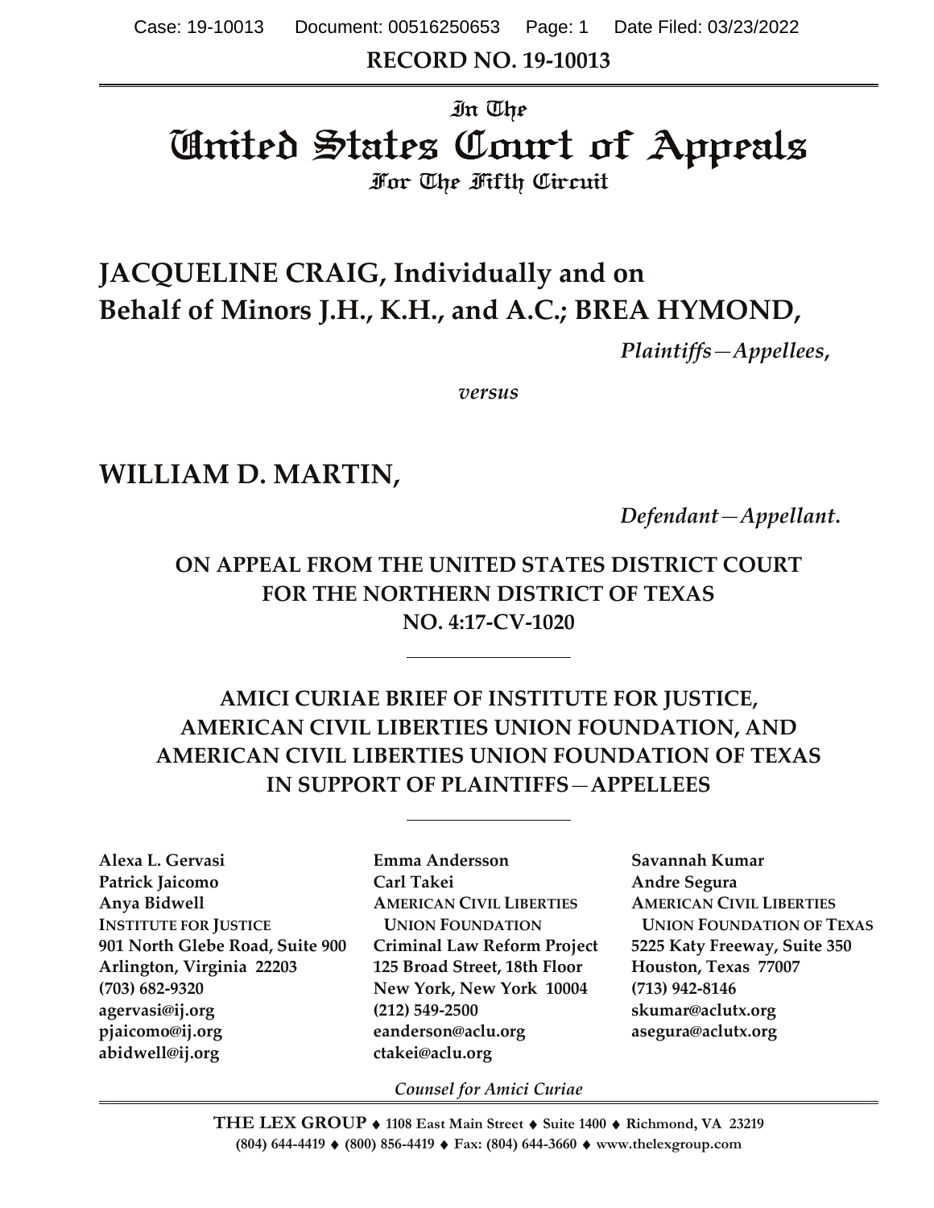RECORD NO. 19-10013

# In The
# United States Court of Appeals
## For The Fifth Circuit

**JACQUELINE CRAIG, Individually and on Behalf of Minors J.H., K.H., and A.C.; BREA HYMOND,**

*Plaintiffs—Appellees,*

*versus*

**WILLIAM D. MARTIN,**

*Defendant—Appellant.*

**ON APPEAL FROM THE UNITED STATES DISTRICT COURT FOR THE NORTHERN DISTRICT OF TEXAS NO. 4:17-CV-1020**

**AMICI CURIAE BRIEF OF INSTITUTE FOR JUSTICE, AMERICAN CIVIL LIBERTIES UNION FOUNDATION, AND AMERICAN CIVIL LIBERTIES UNION FOUNDATION OF TEXAS IN SUPPORT OF PLAINTIFFS—APPELLEES**

**Alexa L. Gervasi**
**Patrick Jaicomo**
**Anya Bidwell**
**INSTITUTE FOR JUSTICE**
**901 North Glebe Road, Suite 900**
**Arlington, Virginia 22203**
**(703) 682-9320**
**agervasi@ij.org**
**pjaicomo@ij.org**
**abidwell@ij.org**

**Emma Andersson**
**Carl Takei**
**AMERICAN CIVIL LIBERTIES UNION FOUNDATION**
**Criminal Law Reform Project**
**125 Broad Street, 18th Floor**
**New York, New York 10004**
**(212) 549-2500**
**eanderson@aclu.org**
**ctakei@aclu.org**

**Savannah Kumar**
**Andre Segura**
**AMERICAN CIVIL LIBERTIES UNION FOUNDATION OF TEXAS**
**5225 Katy Freeway, Suite 350**
**Houston, Texas 77007**
**(713) 942-8146**
**skumar@aclutx.org**
**asegura@aclutx.org**

*Counsel for Amici Curiae*

**THE LEX GROUP ♦ 1108 East Main Street ♦ Suite 1400 ♦ Richmond, VA 23219**
**(804) 644-4419 ♦ (800) 856-4419 ♦ Fax: (804) 644-3660 ♦ www.thelexgroup.com**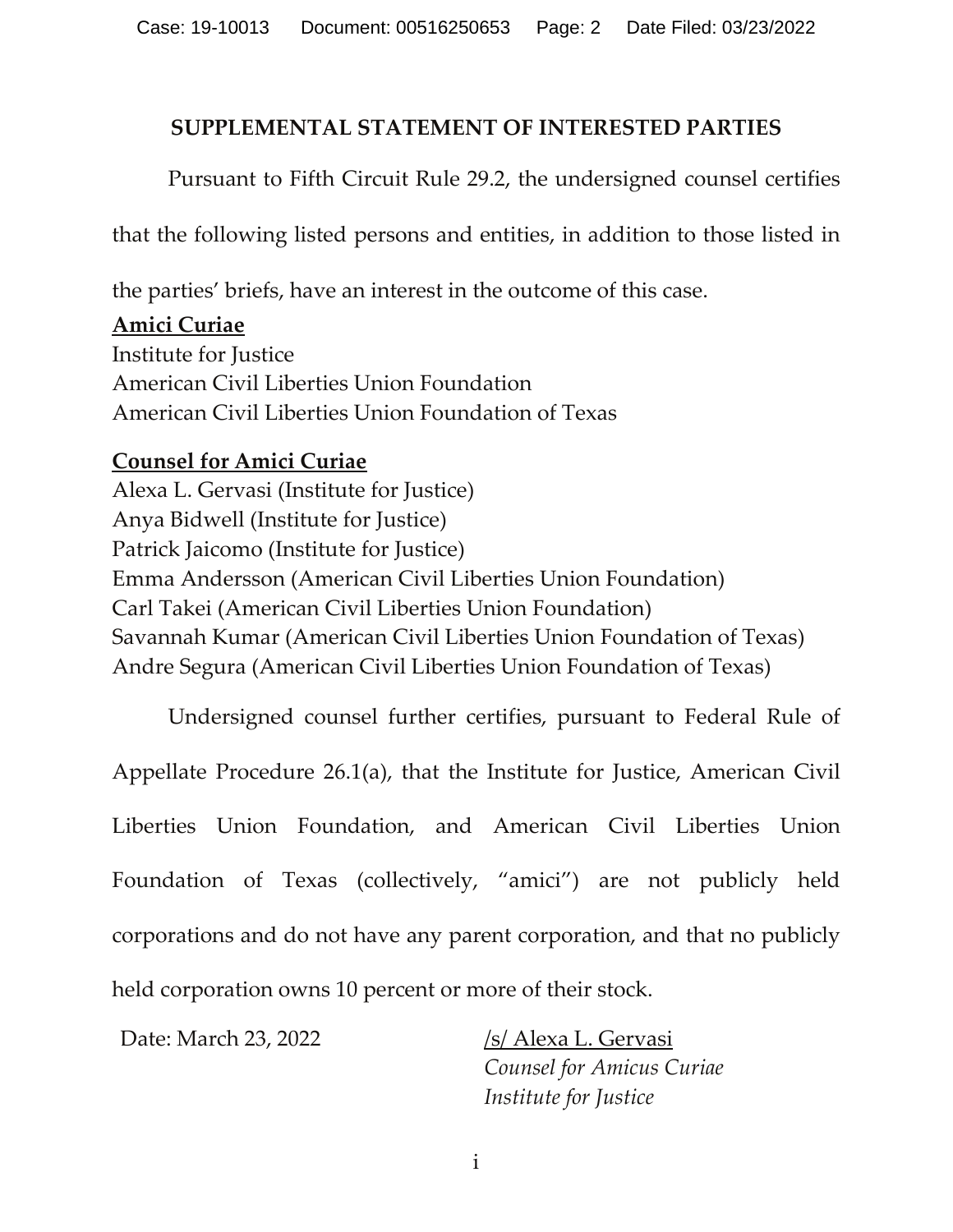## SUPPLEMENTAL STATEMENT OF INTERESTED PARTIES

Pursuant to Fifth Circuit Rule 29.2, the undersigned counsel certifies that the following listed persons and entities, in addition to those listed in the parties' briefs, have an interest in the outcome of this case.

**Amici Curiae**

Institute for Justice
American Civil Liberties Union Foundation
American Civil Liberties Union Foundation of Texas

**Counsel for Amici Curiae**

Alexa L. Gervasi (Institute for Justice)
Anya Bidwell (Institute for Justice)
Patrick Jaicomo (Institute for Justice)
Emma Andersson (American Civil Liberties Union Foundation)
Carl Takei (American Civil Liberties Union Foundation)
Savannah Kumar (American Civil Liberties Union Foundation of Texas)
Andre Segura (American Civil Liberties Union Foundation of Texas)

Undersigned counsel further certifies, pursuant to Federal Rule of Appellate Procedure 26.1(a), that the Institute for Justice, American Civil Liberties Union Foundation, and American Civil Liberties Union Foundation of Texas (collectively, "amici") are not publicly held corporations and do not have any parent corporation, and that no publicly held corporation owns 10 percent or more of their stock.

Date: March 23, 2022

/s/ Alexa L. Gervasi
*Counsel for Amicus Curiae*
*Institute for Justice*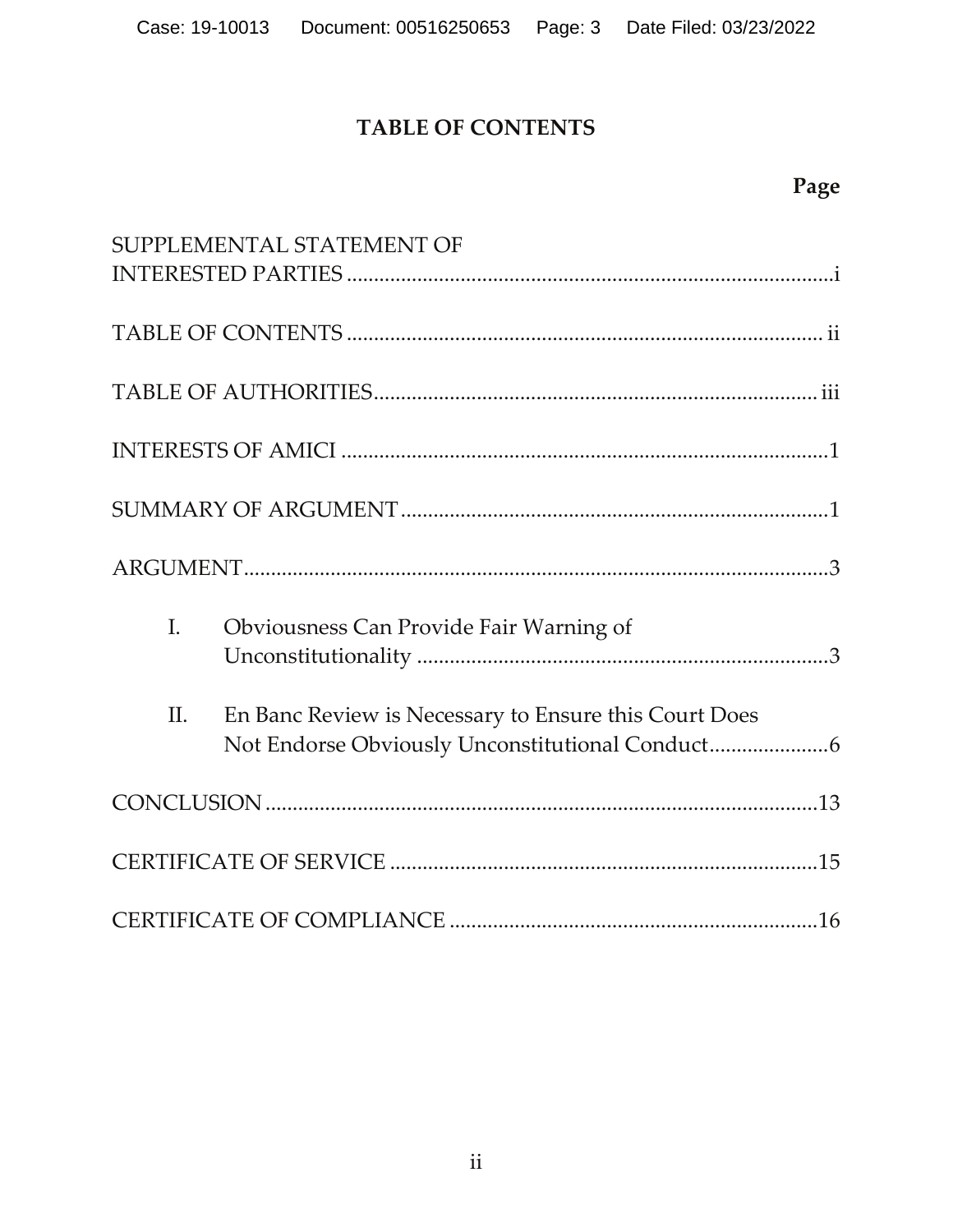## TABLE OF CONTENTS

| | Page |
|---|---|
| SUPPLEMENTAL STATEMENT OF INTERESTED PARTIES | i |
| TABLE OF CONTENTS | ii |
| TABLE OF AUTHORITIES | iii |
| INTERESTS OF AMICI | 1 |
| SUMMARY OF ARGUMENT | 1 |
| ARGUMENT | 3 |
| I. Obviousness Can Provide Fair Warning of Unconstitutionality | 3 |
| II. En Banc Review is Necessary to Ensure this Court Does Not Endorse Obviously Unconstitutional Conduct | 6 |
| CONCLUSION | 13 |
| CERTIFICATE OF SERVICE | 15 |
| CERTIFICATE OF COMPLIANCE | 16 |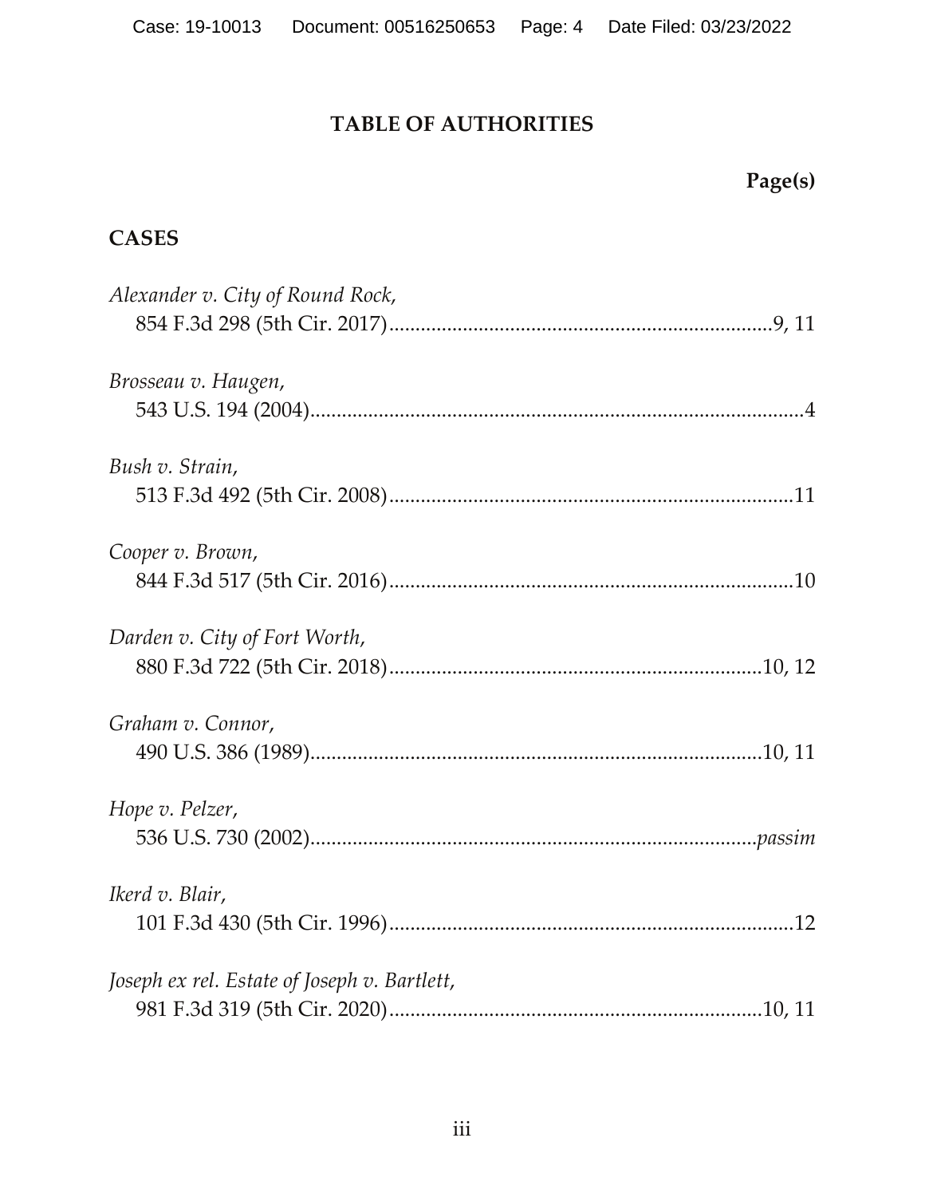## TABLE OF AUTHORITIES

**Page(s)**

### CASES

*Alexander v. City of Round Rock*,
854 F.3d 298 (5th Cir. 2017)........................................................................9, 11

*Brosseau v. Haugen*,
543 U.S. 194 (2004)...........................................................................................4

*Bush v. Strain*,
513 F.3d 492 (5th Cir. 2008)............................................................................11

*Cooper v. Brown*,
844 F.3d 517 (5th Cir. 2016)............................................................................10

*Darden v. City of Fort Worth*,
880 F.3d 722 (5th Cir. 2018)......................................................................10, 12

*Graham v. Connor*,
490 U.S. 386 (1989)......................................................................................10, 11

*Hope v. Pelzer*,
536 U.S. 730 (2002)...................................................................................*passim*

*Ikerd v. Blair*,
101 F.3d 430 (5th Cir. 1996)............................................................................12

*Joseph ex rel. Estate of Joseph v. Bartlett*,
981 F.3d 319 (5th Cir. 2020)......................................................................10, 11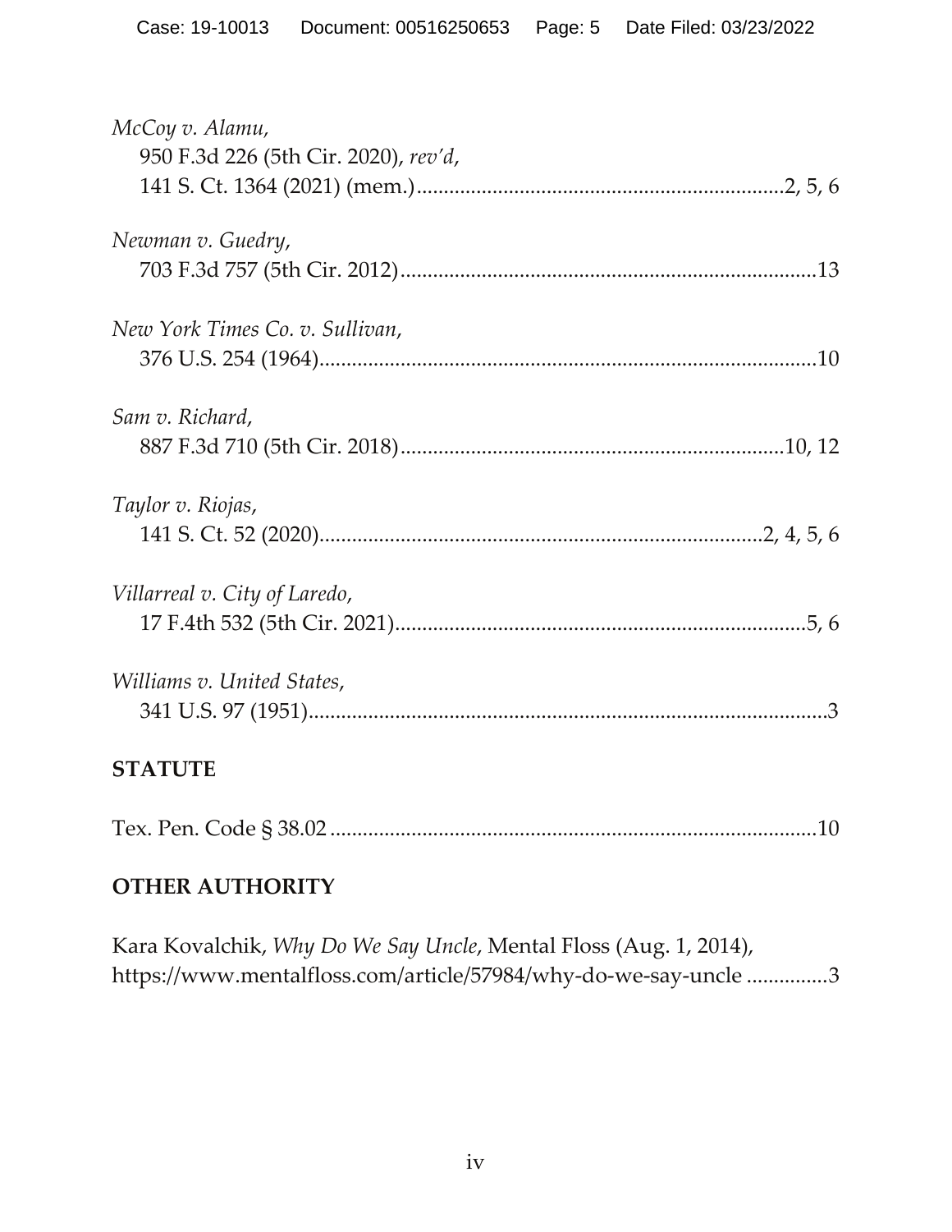*McCoy v. Alamu*,
950 F.3d 226 (5th Cir. 2020), *rev'd*,
141 S. Ct. 1364 (2021) (mem.)....................................................................2, 5, 6

*Newman v. Guedry*,
703 F.3d 757 (5th Cir. 2012)............................................................................13

*New York Times Co. v. Sullivan*,
376 U.S. 254 (1964)...........................................................................................10

*Sam v. Richard*,
887 F.3d 710 (5th Cir. 2018)......................................................................10, 12

*Taylor v. Riojas*,
141 S. Ct. 52 (2020)...................................................................................2, 4, 5, 6

*Villarreal v. City of Laredo*,
17 F.4th 532 (5th Cir. 2021)...........................................................................5, 6

*Williams v. United States*,
341 U.S. 97 (1951)...............................................................................................3

## STATUTE

Tex. Pen. Code § 38.02..........................................................................................10

## OTHER AUTHORITY

Kara Kovalchik, *Why Do We Say Uncle*, Mental Floss (Aug. 1, 2014),
https://www.mentalfloss.com/article/57984/why-do-we-say-uncle ...............3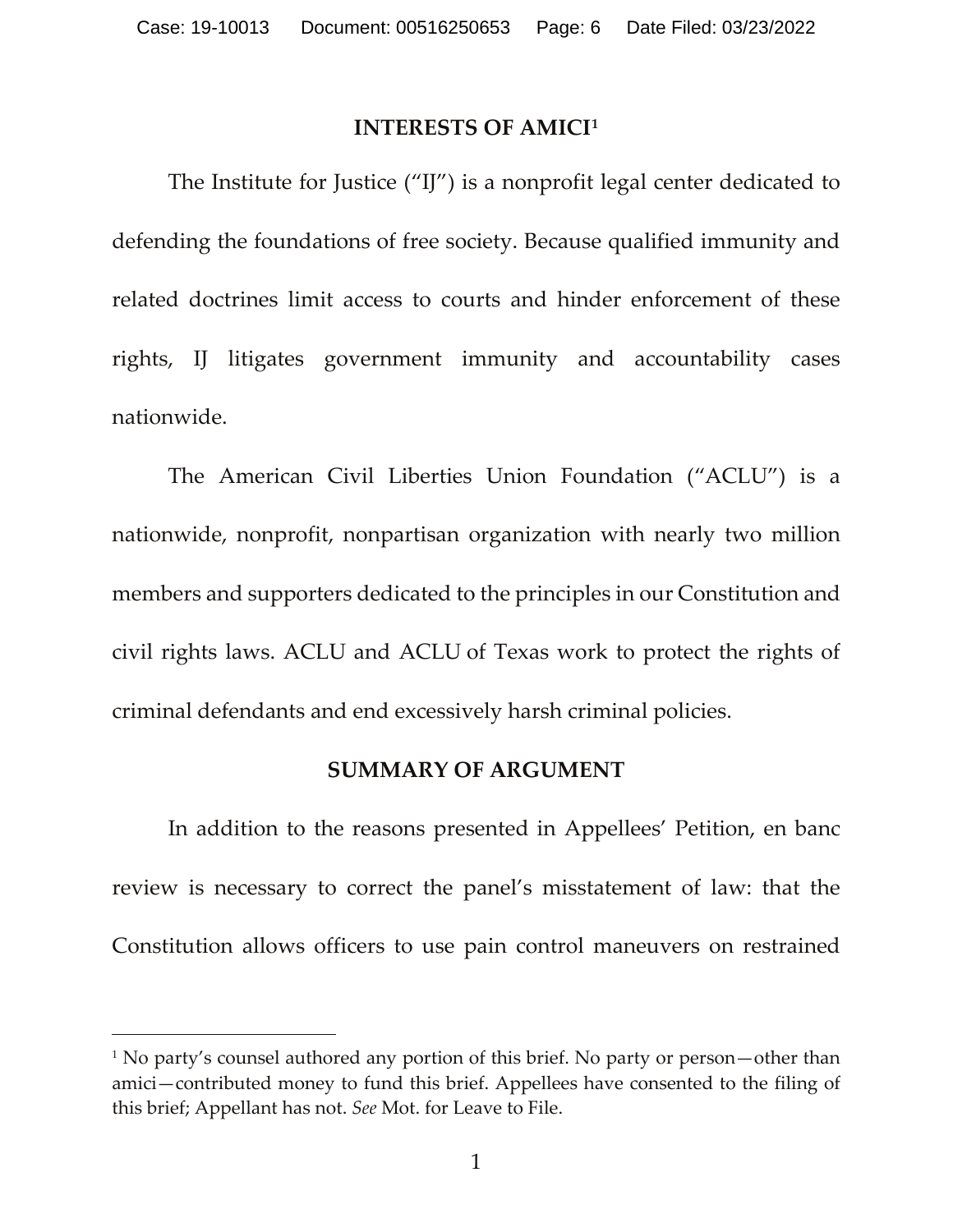## INTERESTS OF AMICI[1]

The Institute for Justice ("IJ") is a nonprofit legal center dedicated to defending the foundations of free society. Because qualified immunity and related doctrines limit access to courts and hinder enforcement of these rights, IJ litigates government immunity and accountability cases nationwide.

The American Civil Liberties Union Foundation ("ACLU") is a nationwide, nonprofit, nonpartisan organization with nearly two million members and supporters dedicated to the principles in our Constitution and civil rights laws. ACLU and ACLU of Texas work to protect the rights of criminal defendants and end excessively harsh criminal policies.

## SUMMARY OF ARGUMENT

In addition to the reasons presented in Appellees' Petition, en banc review is necessary to correct the panel's misstatement of law: that the Constitution allows officers to use pain control maneuvers on restrained

---

[1] No party's counsel authored any portion of this brief. No party or person—other than amici—contributed money to fund this brief. Appellees have consented to the filing of this brief; Appellant has not. *See* Mot. for Leave to File.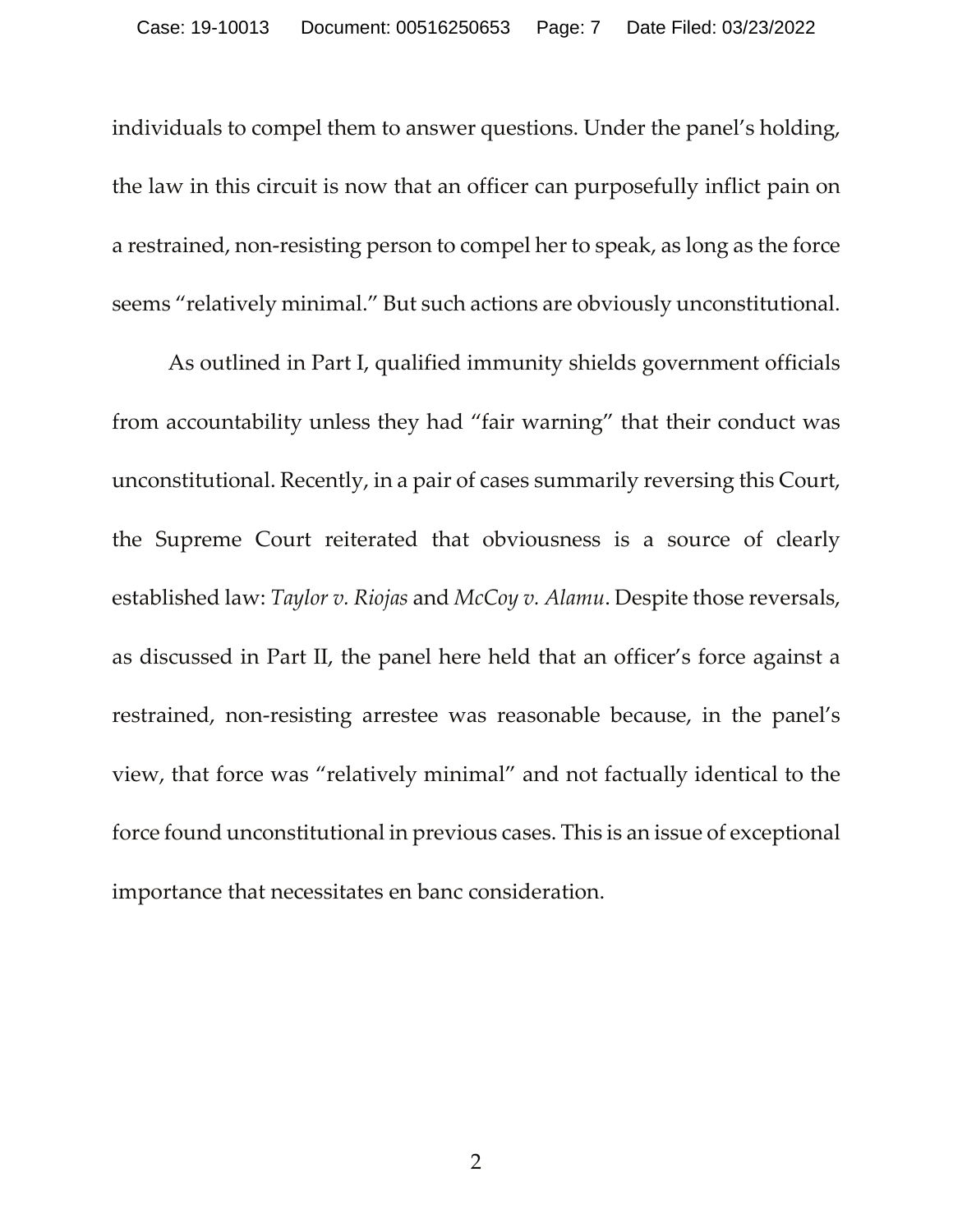individuals to compel them to answer questions. Under the panel's holding, the law in this circuit is now that an officer can purposefully inflict pain on a restrained, non-resisting person to compel her to speak, as long as the force seems "relatively minimal." But such actions are obviously unconstitutional.

As outlined in Part I, qualified immunity shields government officials from accountability unless they had "fair warning" that their conduct was unconstitutional. Recently, in a pair of cases summarily reversing this Court, the Supreme Court reiterated that obviousness is a source of clearly established law: *Taylor v. Riojas* and *McCoy v. Alamu*. Despite those reversals, as discussed in Part II, the panel here held that an officer's force against a restrained, non-resisting arrestee was reasonable because, in the panel's view, that force was "relatively minimal" and not factually identical to the force found unconstitutional in previous cases. This is an issue of exceptional importance that necessitates en banc consideration.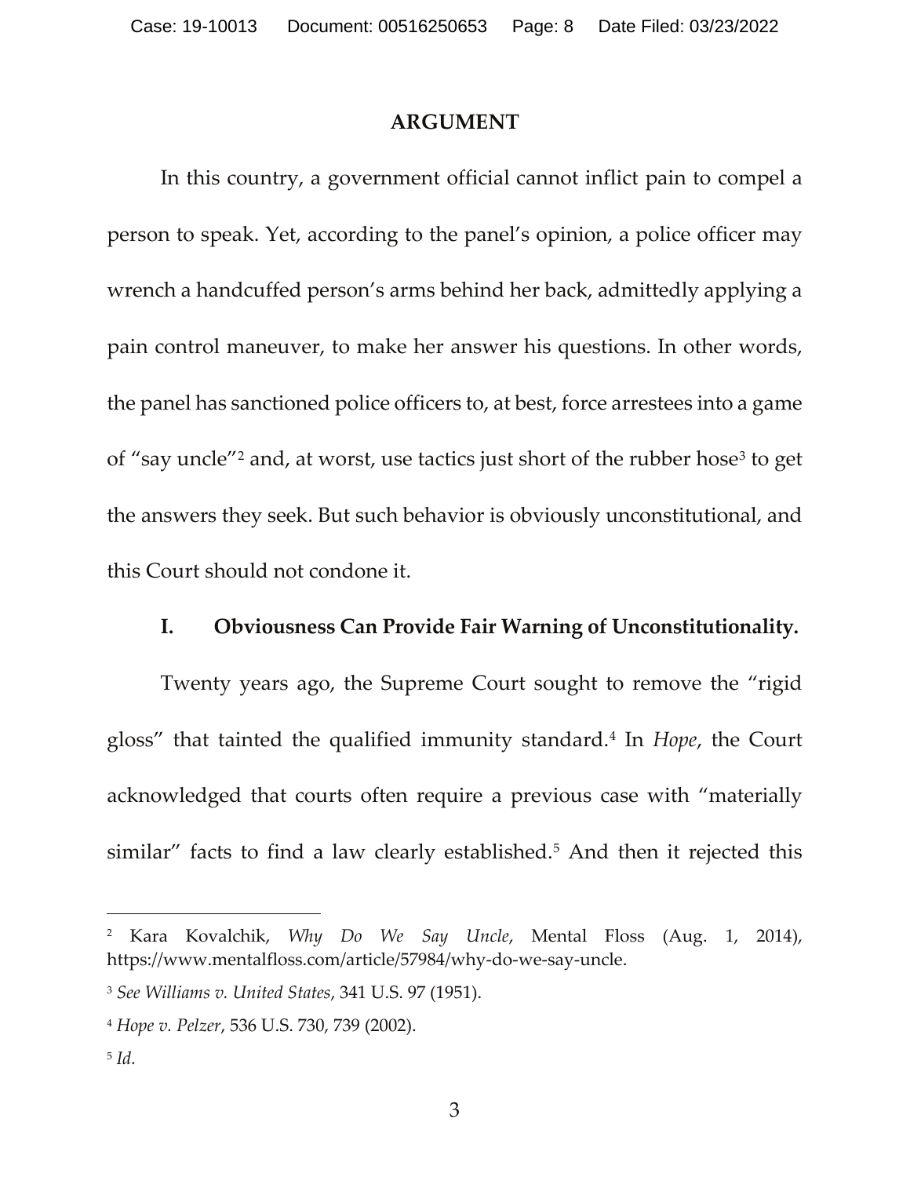## ARGUMENT

In this country, a government official cannot inflict pain to compel a person to speak. Yet, according to the panel's opinion, a police officer may wrench a handcuffed person's arms behind her back, admittedly applying a pain control maneuver, to make her answer his questions. In other words, the panel has sanctioned police officers to, at best, force arrestees into a game of "say uncle"[2] and, at worst, use tactics just short of the rubber hose[3] to get the answers they seek. But such behavior is obviously unconstitutional, and this Court should not condone it.

### I. Obviousness Can Provide Fair Warning of Unconstitutionality.

Twenty years ago, the Supreme Court sought to remove the "rigid gloss" that tainted the qualified immunity standard.[4] In *Hope*, the Court acknowledged that courts often require a previous case with "materially similar" facts to find a law clearly established.[5] And then it rejected this

---

[2] Kara Kovalchik, *Why Do We Say Uncle*, Mental Floss (Aug. 1, 2014), https://www.mentalfloss.com/article/57984/why-do-we-say-uncle.

[3] *See Williams v. United States*, 341 U.S. 97 (1951).

[4] *Hope v. Pelzer*, 536 U.S. 730, 739 (2002).

[5] *Id.*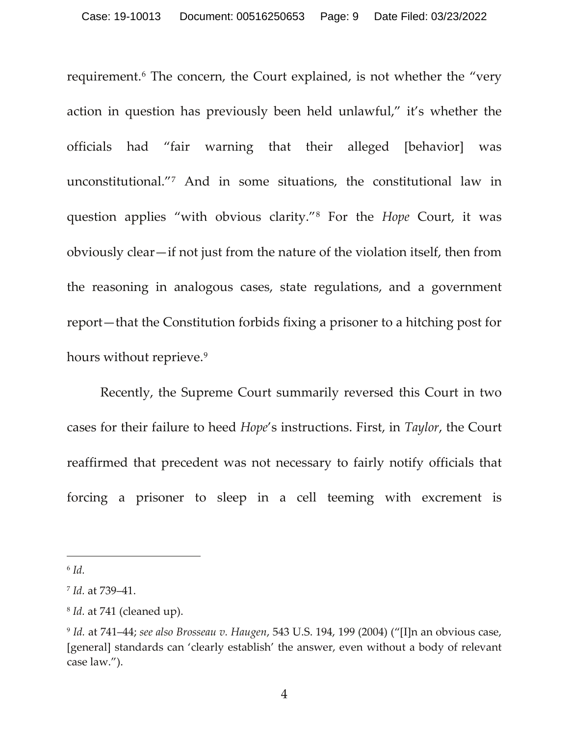requirement.[6] The concern, the Court explained, is not whether the "very action in question has previously been held unlawful," it's whether the officials had "fair warning that their alleged [behavior] was unconstitutional."[7] And in some situations, the constitutional law in question applies "with obvious clarity."[8] For the *Hope* Court, it was obviously clear—if not just from the nature of the violation itself, then from the reasoning in analogous cases, state regulations, and a government report—that the Constitution forbids fixing a prisoner to a hitching post for hours without reprieve.[9]

Recently, the Supreme Court summarily reversed this Court in two cases for their failure to heed *Hope*'s instructions. First, in *Taylor*, the Court reaffirmed that precedent was not necessary to fairly notify officials that forcing a prisoner to sleep in a cell teeming with excrement is

---

[6] *Id.*

[7] *Id.* at 739–41.

[8] *Id.* at 741 (cleaned up).

[9] *Id.* at 741–44; *see also Brosseau v. Haugen*, 543 U.S. 194, 199 (2004) ("[I]n an obvious case, [general] standards can 'clearly establish' the answer, even without a body of relevant case law.").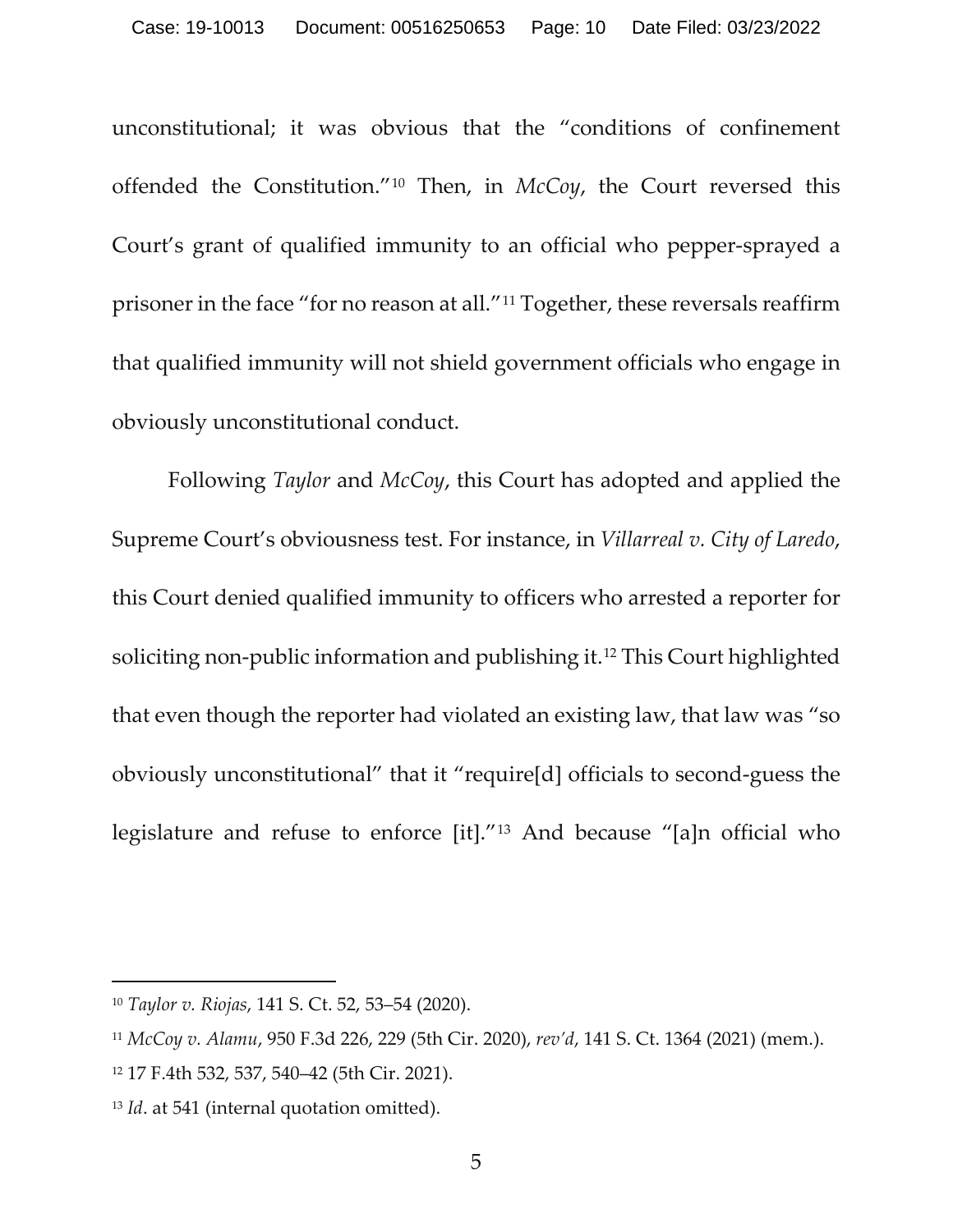unconstitutional; it was obvious that the "conditions of confinement offended the Constitution."[10] Then, in *McCoy*, the Court reversed this Court's grant of qualified immunity to an official who pepper-sprayed a prisoner in the face "for no reason at all."[11] Together, these reversals reaffirm that qualified immunity will not shield government officials who engage in obviously unconstitutional conduct.

Following *Taylor* and *McCoy*, this Court has adopted and applied the Supreme Court's obviousness test. For instance, in *Villarreal v. City of Laredo*, this Court denied qualified immunity to officers who arrested a reporter for soliciting non-public information and publishing it.[12] This Court highlighted that even though the reporter had violated an existing law, that law was "so obviously unconstitutional" that it "require[d] officials to second-guess the legislature and refuse to enforce [it]."[13] And because "[a]n official who

---

[10] *Taylor v. Riojas*, 141 S. Ct. 52, 53–54 (2020).

[11] *McCoy v. Alamu*, 950 F.3d 226, 229 (5th Cir. 2020), *rev'd*, 141 S. Ct. 1364 (2021) (mem.).

[12] 17 F.4th 532, 537, 540–42 (5th Cir. 2021).

[13] *Id*. at 541 (internal quotation omitted).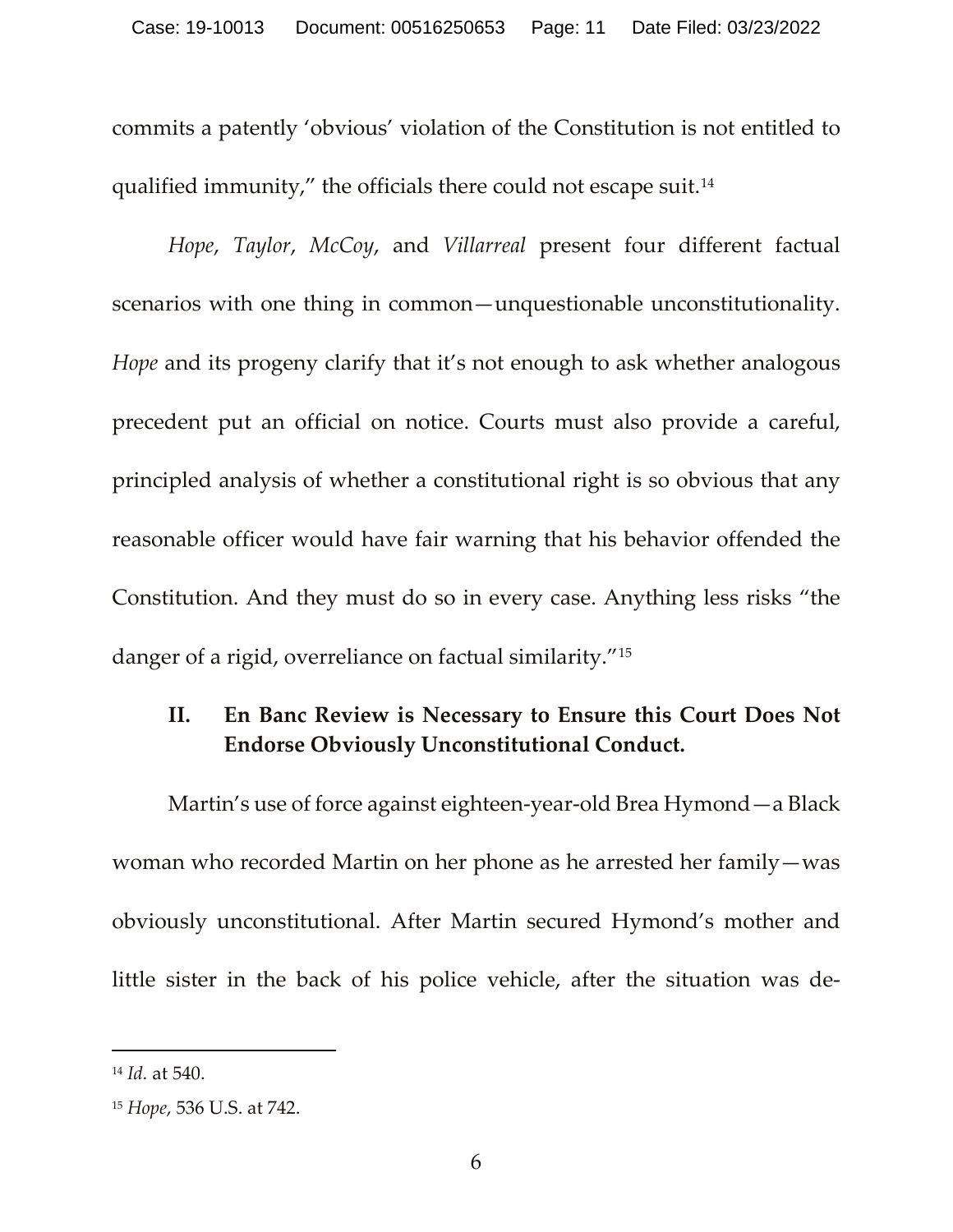commits a patently 'obvious' violation of the Constitution is not entitled to qualified immunity," the officials there could not escape suit.[14]

*Hope*, *Taylor*, *McCoy*, and *Villarreal* present four different factual scenarios with one thing in common—unquestionable unconstitutionality. *Hope* and its progeny clarify that it's not enough to ask whether analogous precedent put an official on notice. Courts must also provide a careful, principled analysis of whether a constitutional right is so obvious that any reasonable officer would have fair warning that his behavior offended the Constitution. And they must do so in every case. Anything less risks "the danger of a rigid, overreliance on factual similarity."[15]

## II. En Banc Review is Necessary to Ensure this Court Does Not Endorse Obviously Unconstitutional Conduct.

Martin's use of force against eighteen-year-old Brea Hymond—a Black woman who recorded Martin on her phone as he arrested her family—was obviously unconstitutional. After Martin secured Hymond's mother and little sister in the back of his police vehicle, after the situation was de-

---

[14] *Id.* at 540.

[15] *Hope*, 536 U.S. at 742.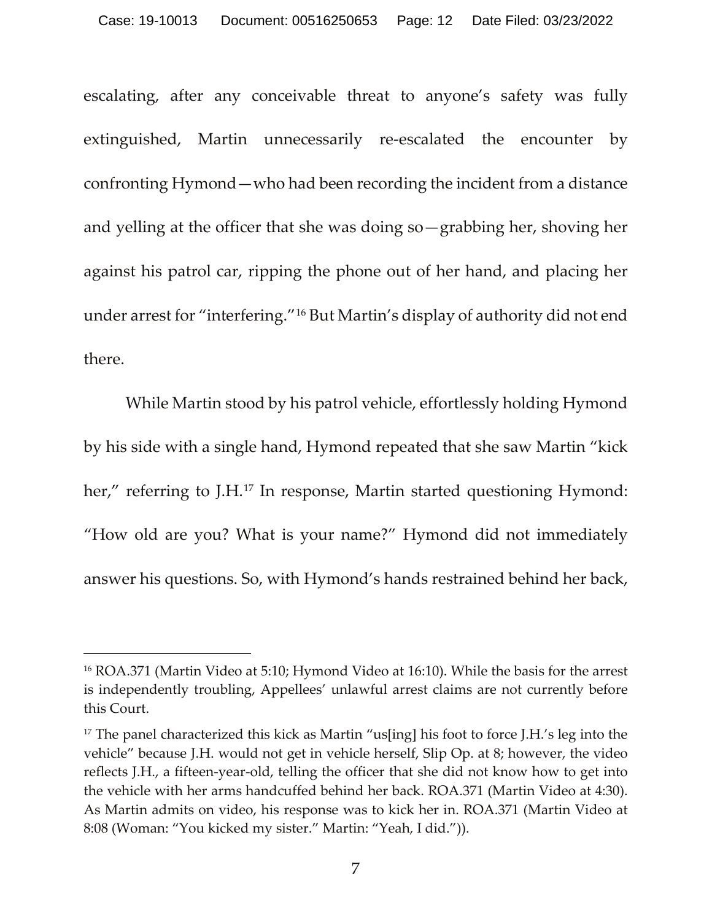escalating, after any conceivable threat to anyone's safety was fully extinguished, Martin unnecessarily re-escalated the encounter by confronting Hymond—who had been recording the incident from a distance and yelling at the officer that she was doing so—grabbing her, shoving her against his patrol car, ripping the phone out of her hand, and placing her under arrest for "interfering."[16] But Martin's display of authority did not end there.

While Martin stood by his patrol vehicle, effortlessly holding Hymond by his side with a single hand, Hymond repeated that she saw Martin "kick her," referring to J.H.[17] In response, Martin started questioning Hymond: "How old are you? What is your name?" Hymond did not immediately answer his questions. So, with Hymond's hands restrained behind her back,

---

[16] ROA.371 (Martin Video at 5:10; Hymond Video at 16:10). While the basis for the arrest is independently troubling, Appellees' unlawful arrest claims are not currently before this Court.

[17] The panel characterized this kick as Martin "us[ing] his foot to force J.H.'s leg into the vehicle" because J.H. would not get in vehicle herself, Slip Op. at 8; however, the video reflects J.H., a fifteen-year-old, telling the officer that she did not know how to get into the vehicle with her arms handcuffed behind her back. ROA.371 (Martin Video at 4:30). As Martin admits on video, his response was to kick her in. ROA.371 (Martin Video at 8:08 (Woman: "You kicked my sister." Martin: "Yeah, I did.")).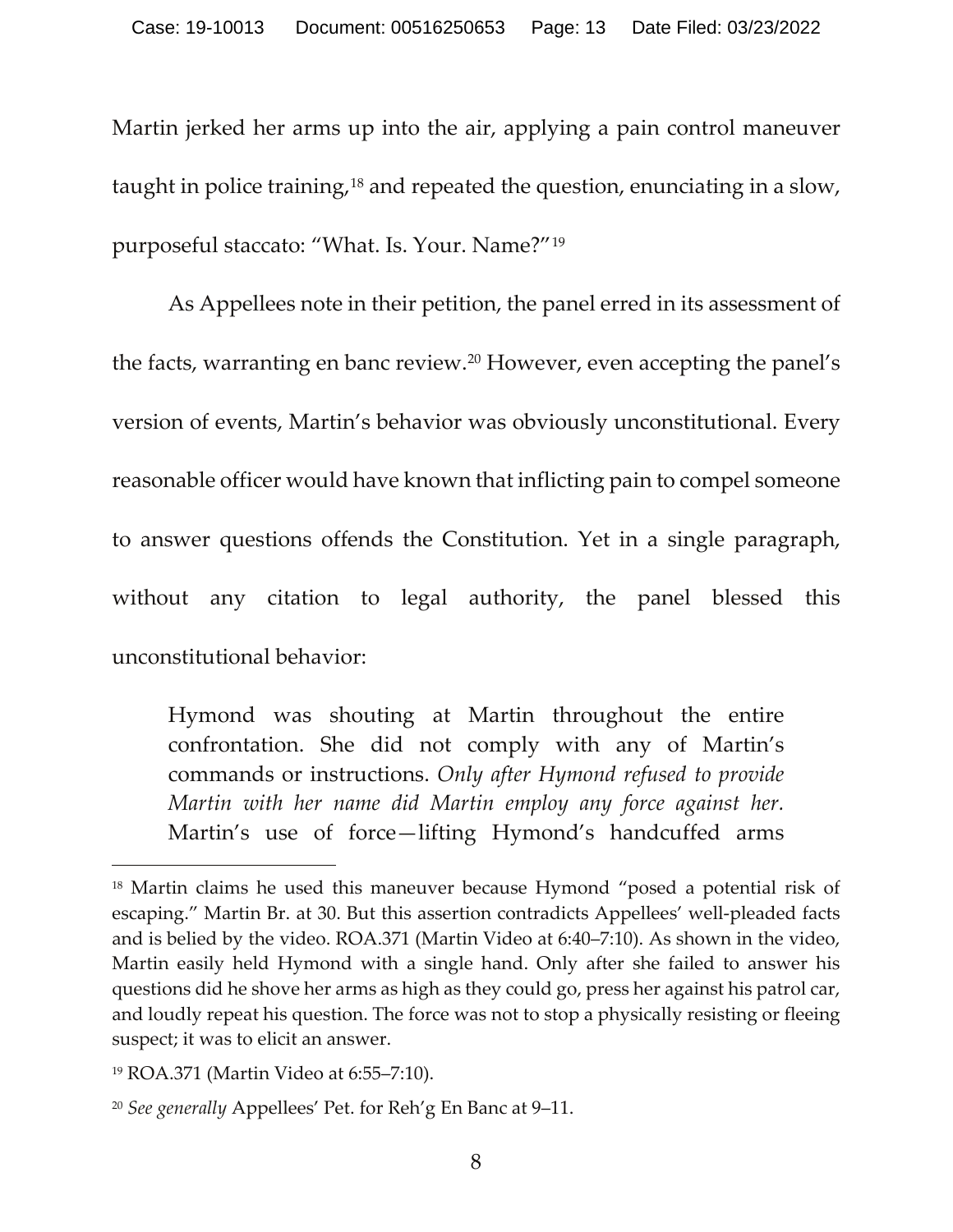Martin jerked her arms up into the air, applying a pain control maneuver taught in police training,[18] and repeated the question, enunciating in a slow, purposeful staccato: "What. Is. Your. Name?"[19]

As Appellees note in their petition, the panel erred in its assessment of the facts, warranting en banc review.[20] However, even accepting the panel's version of events, Martin's behavior was obviously unconstitutional. Every reasonable officer would have known that inflicting pain to compel someone to answer questions offends the Constitution. Yet in a single paragraph, without any citation to legal authority, the panel blessed this unconstitutional behavior:

> Hymond was shouting at Martin throughout the entire confrontation. She did not comply with any of Martin's commands or instructions. *Only after Hymond refused to provide Martin with her name did Martin employ any force against her.* Martin's use of force—lifting Hymond's handcuffed arms

---

[18] Martin claims he used this maneuver because Hymond "posed a potential risk of escaping." Martin Br. at 30. But this assertion contradicts Appellees' well-pleaded facts and is belied by the video. ROA.371 (Martin Video at 6:40–7:10). As shown in the video, Martin easily held Hymond with a single hand. Only after she failed to answer his questions did he shove her arms as high as they could go, press her against his patrol car, and loudly repeat his question. The force was not to stop a physically resisting or fleeing suspect; it was to elicit an answer.

[19] ROA.371 (Martin Video at 6:55–7:10).

[20] *See generally* Appellees' Pet. for Reh'g En Banc at 9–11.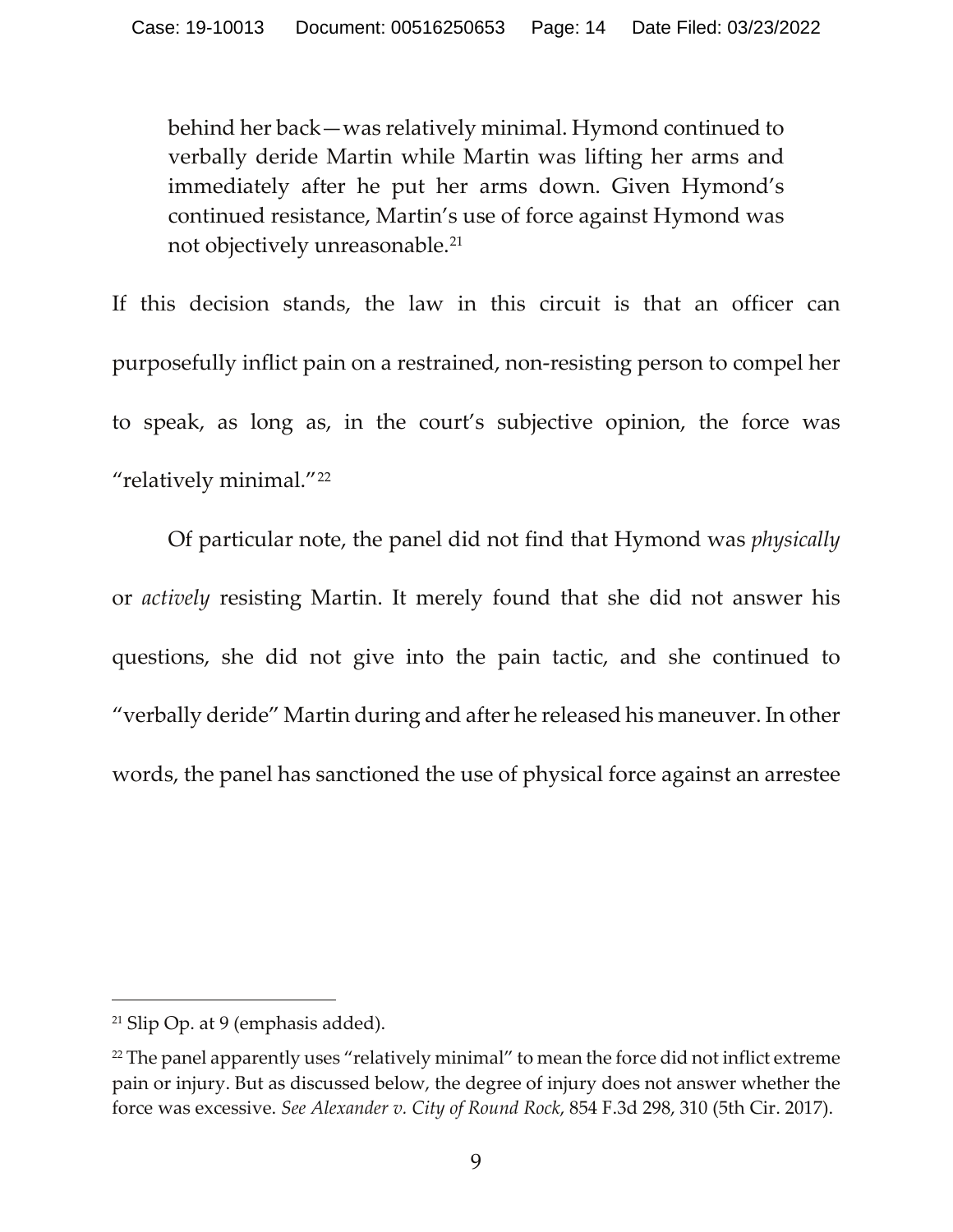> behind her back—was relatively minimal. Hymond continued to verbally deride Martin while Martin was lifting her arms and immediately after he put her arms down. Given Hymond's continued resistance, Martin's use of force against Hymond was not objectively unreasonable.[21]

If this decision stands, the law in this circuit is that an officer can purposefully inflict pain on a restrained, non-resisting person to compel her to speak, as long as, in the court's subjective opinion, the force was "relatively minimal."[22]

Of particular note, the panel did not find that Hymond was *physically* or *actively* resisting Martin. It merely found that she did not answer his questions, she did not give into the pain tactic, and she continued to "verbally deride" Martin during and after he released his maneuver. In other words, the panel has sanctioned the use of physical force against an arrestee

---

[21] Slip Op. at 9 (emphasis added).

[22] The panel apparently uses "relatively minimal" to mean the force did not inflict extreme pain or injury. But as discussed below, the degree of injury does not answer whether the force was excessive. *See Alexander v. City of Round Rock*, 854 F.3d 298, 310 (5th Cir. 2017).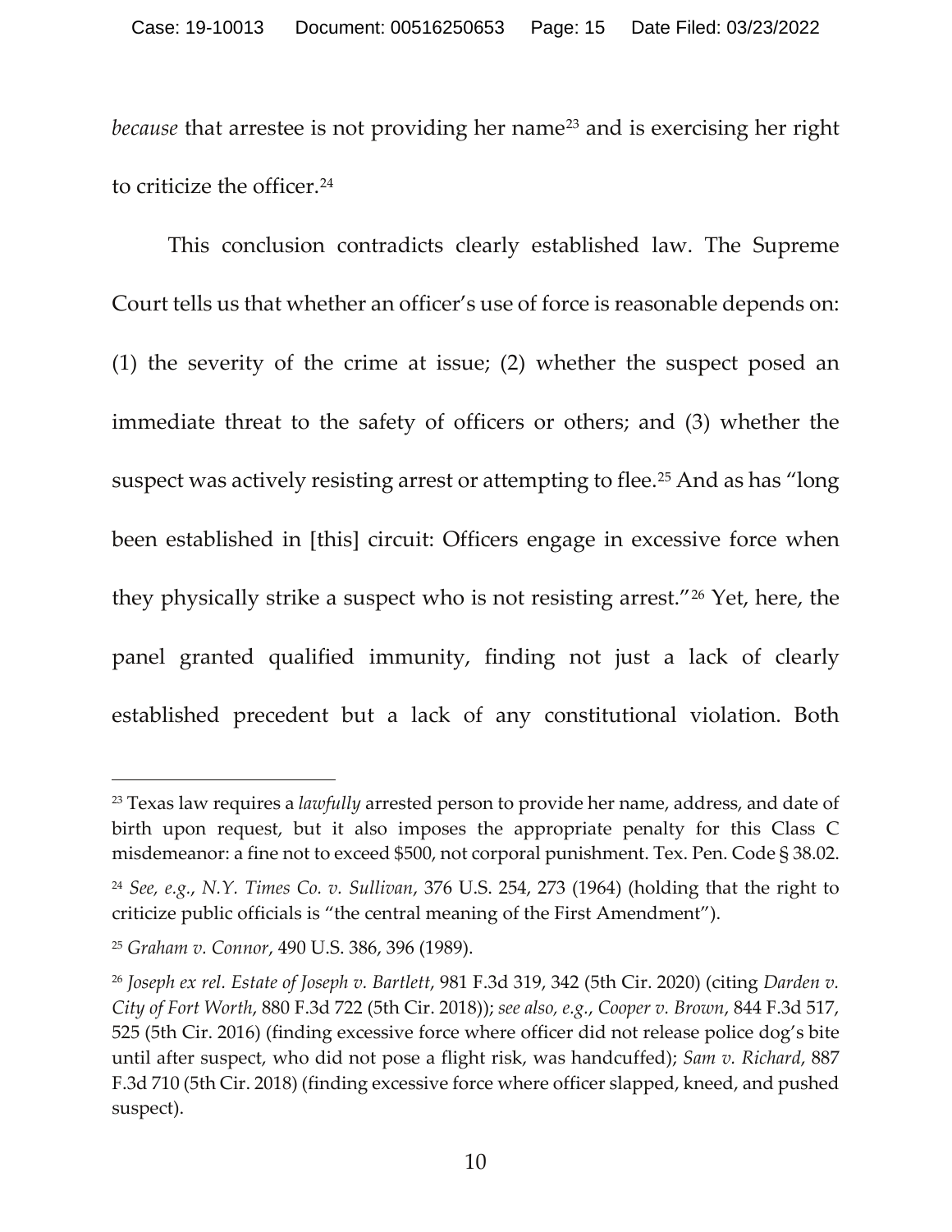*because* that arrestee is not providing her name[23] and is exercising her right to criticize the officer.[24]

This conclusion contradicts clearly established law. The Supreme Court tells us that whether an officer's use of force is reasonable depends on: (1) the severity of the crime at issue; (2) whether the suspect posed an immediate threat to the safety of officers or others; and (3) whether the suspect was actively resisting arrest or attempting to flee.[25] And as has "long been established in [this] circuit: Officers engage in excessive force when they physically strike a suspect who is not resisting arrest."[26] Yet, here, the panel granted qualified immunity, finding not just a lack of clearly established precedent but a lack of any constitutional violation. Both

---

[23] Texas law requires a *lawfully* arrested person to provide her name, address, and date of birth upon request, but it also imposes the appropriate penalty for this Class C misdemeanor: a fine not to exceed $500, not corporal punishment. Tex. Pen. Code § 38.02.

[24] *See, e.g.*, *N.Y. Times Co. v. Sullivan*, 376 U.S. 254, 273 (1964) (holding that the right to criticize public officials is "the central meaning of the First Amendment").

[25] *Graham v. Connor*, 490 U.S. 386, 396 (1989).

[26] *Joseph ex rel. Estate of Joseph v. Bartlett*, 981 F.3d 319, 342 (5th Cir. 2020) (citing *Darden v. City of Fort Worth*, 880 F.3d 722 (5th Cir. 2018)); *see also, e.g.*, *Cooper v. Brown*, 844 F.3d 517, 525 (5th Cir. 2016) (finding excessive force where officer did not release police dog's bite until after suspect, who did not pose a flight risk, was handcuffed); *Sam v. Richard*, 887 F.3d 710 (5th Cir. 2018) (finding excessive force where officer slapped, kneed, and pushed suspect).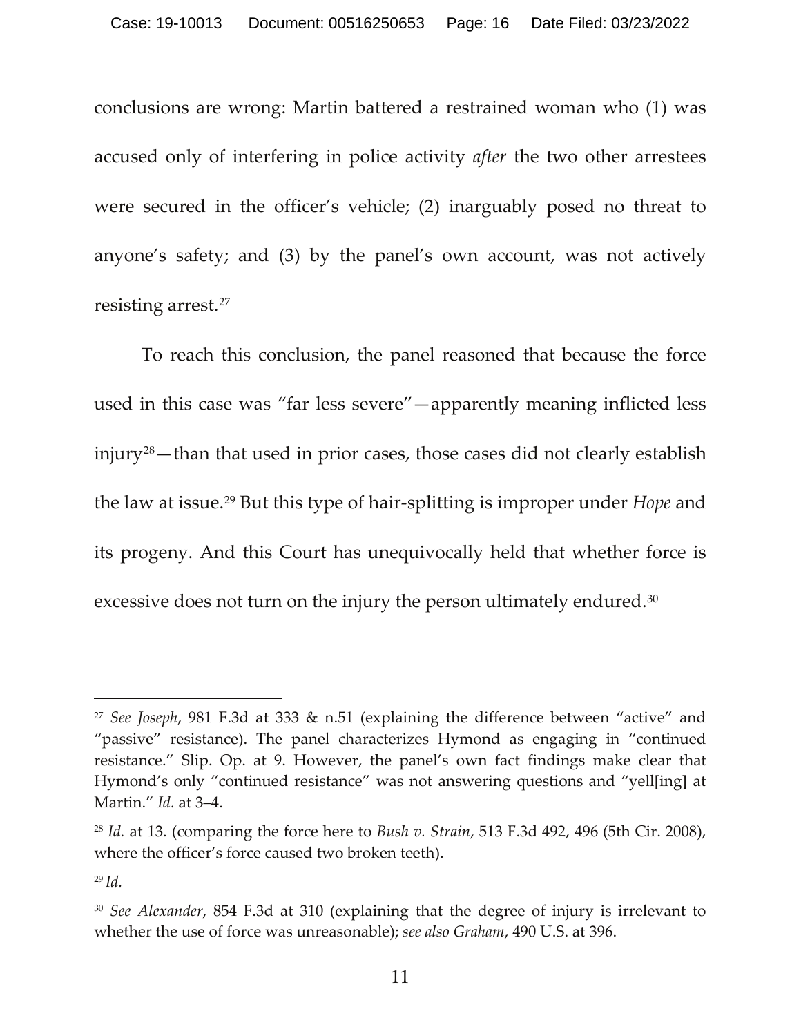conclusions are wrong: Martin battered a restrained woman who (1) was accused only of interfering in police activity *after* the two other arrestees were secured in the officer's vehicle; (2) inarguably posed no threat to anyone's safety; and (3) by the panel's own account, was not actively resisting arrest.[27]

To reach this conclusion, the panel reasoned that because the force used in this case was "far less severe"—apparently meaning inflicted less injury[28]—than that used in prior cases, those cases did not clearly establish the law at issue.[29] But this type of hair-splitting is improper under *Hope* and its progeny. And this Court has unequivocally held that whether force is excessive does not turn on the injury the person ultimately endured.[30]

---

[27] *See Joseph*, 981 F.3d at 333 & n.51 (explaining the difference between "active" and "passive" resistance). The panel characterizes Hymond as engaging in "continued resistance." Slip. Op. at 9. However, the panel's own fact findings make clear that Hymond's only "continued resistance" was not answering questions and "yell[ing] at Martin." *Id.* at 3–4.

[28] *Id.* at 13. (comparing the force here to *Bush v. Strain*, 513 F.3d 492, 496 (5th Cir. 2008), where the officer's force caused two broken teeth).

[29] *Id.*

[30] *See Alexander*, 854 F.3d at 310 (explaining that the degree of injury is irrelevant to whether the use of force was unreasonable); *see also Graham*, 490 U.S. at 396.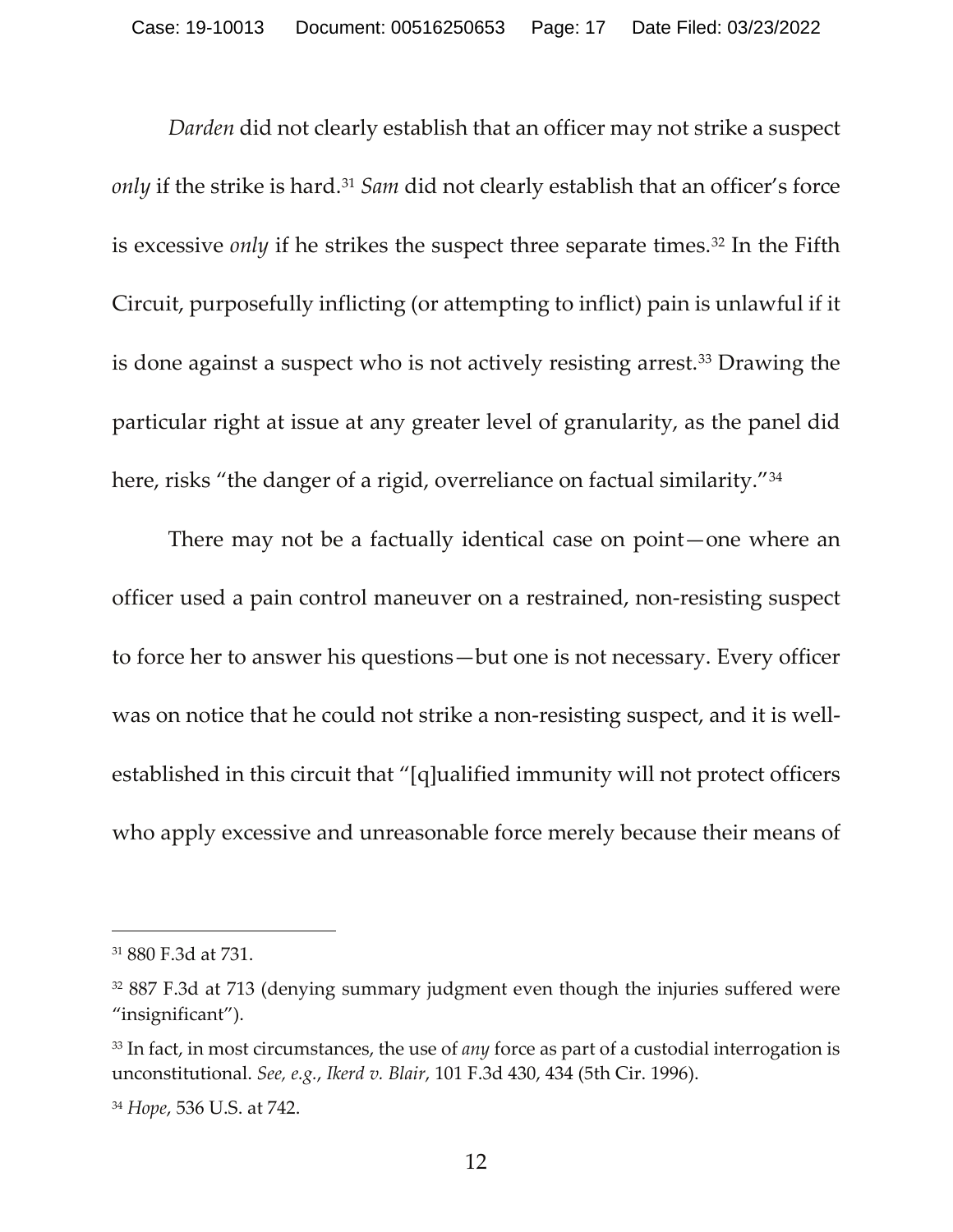*Darden* did not clearly establish that an officer may not strike a suspect *only* if the strike is hard.[31] *Sam* did not clearly establish that an officer's force is excessive *only* if he strikes the suspect three separate times.[32] In the Fifth Circuit, purposefully inflicting (or attempting to inflict) pain is unlawful if it is done against a suspect who is not actively resisting arrest.[33] Drawing the particular right at issue at any greater level of granularity, as the panel did here, risks "the danger of a rigid, overreliance on factual similarity."[34]

There may not be a factually identical case on point—one where an officer used a pain control maneuver on a restrained, non-resisting suspect to force her to answer his questions—but one is not necessary. Every officer was on notice that he could not strike a non-resisting suspect, and it is well-established in this circuit that "[q]ualified immunity will not protect officers who apply excessive and unreasonable force merely because their means of

---

[31] 880 F.3d at 731.

[32] 887 F.3d at 713 (denying summary judgment even though the injuries suffered were "insignificant").

[33] In fact, in most circumstances, the use of *any* force as part of a custodial interrogation is unconstitutional. *See, e.g.*, *Ikerd v. Blair*, 101 F.3d 430, 434 (5th Cir. 1996).

[34] *Hope*, 536 U.S. at 742.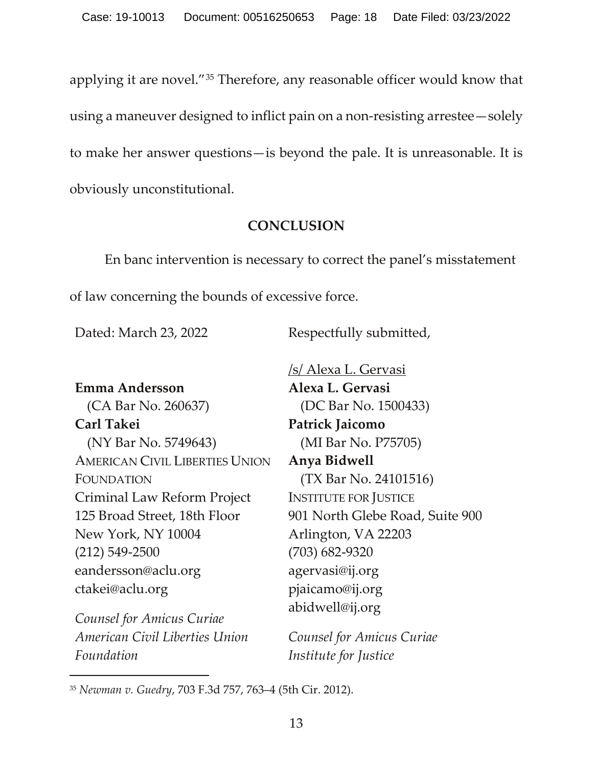applying it are novel."[35] Therefore, any reasonable officer would know that using a maneuver designed to inflict pain on a non-resisting arrestee—solely to make her answer questions—is beyond the pale. It is unreasonable. It is obviously unconstitutional.

## CONCLUSION

En banc intervention is necessary to correct the panel's misstatement of law concerning the bounds of excessive force.

Dated: March 23, 2022

Respectfully submitted,

/s/ Alexa L. Gervasi
**Alexa L. Gervasi**
(DC Bar No. 1500433)
**Patrick Jaicomo**
(MI Bar No. P75705)
**Anya Bidwell**
(TX Bar No. 24101516)
INSTITUTE FOR JUSTICE
901 North Glebe Road, Suite 900
Arlington, VA 22203
(703) 682-9320
agervasi@ij.org
pjaicomo@ij.org
abidwell@ij.org

*Counsel for Amicus Curiae Institute for Justice*

**Emma Andersson**
(CA Bar No. 260637)
**Carl Takei**
(NY Bar No. 5749643)
AMERICAN CIVIL LIBERTIES UNION FOUNDATION
Criminal Law Reform Project
125 Broad Street, 18th Floor
New York, NY 10004
(212) 549-2500
eandersson@aclu.org
ctakei@aclu.org

*Counsel for Amicus Curiae American Civil Liberties Union Foundation*

---

[35] *Newman v. Guedry*, 703 F.3d 757, 763–4 (5th Cir. 2012).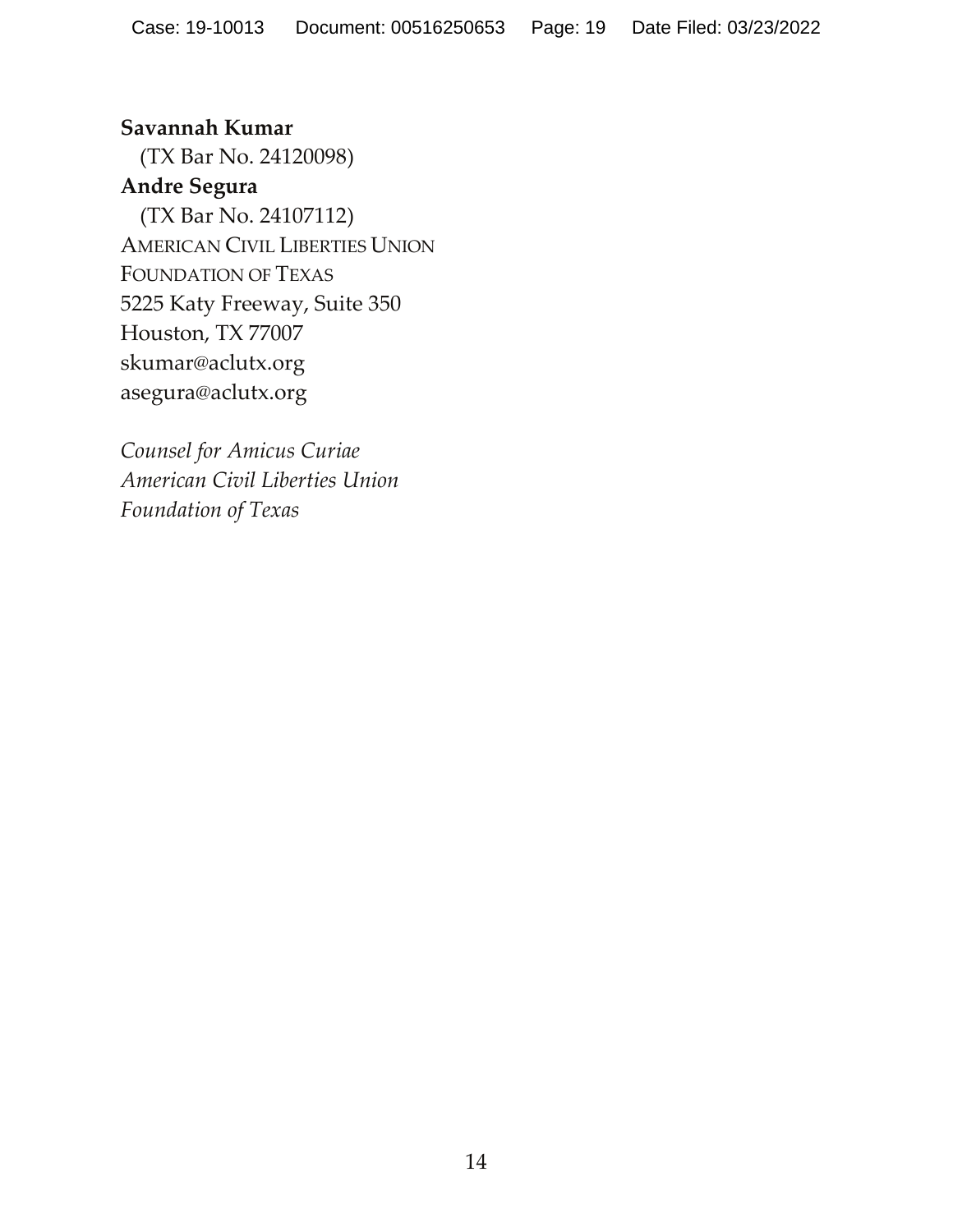**Savannah Kumar**
(TX Bar No. 24120098)
**Andre Segura**
(TX Bar No. 24107112)
AMERICAN CIVIL LIBERTIES UNION
FOUNDATION OF TEXAS
5225 Katy Freeway, Suite 350
Houston, TX 77007
skumar@aclutx.org
asegura@aclutx.org

*Counsel for Amicus Curiae*
*American Civil Liberties Union*
*Foundation of Texas*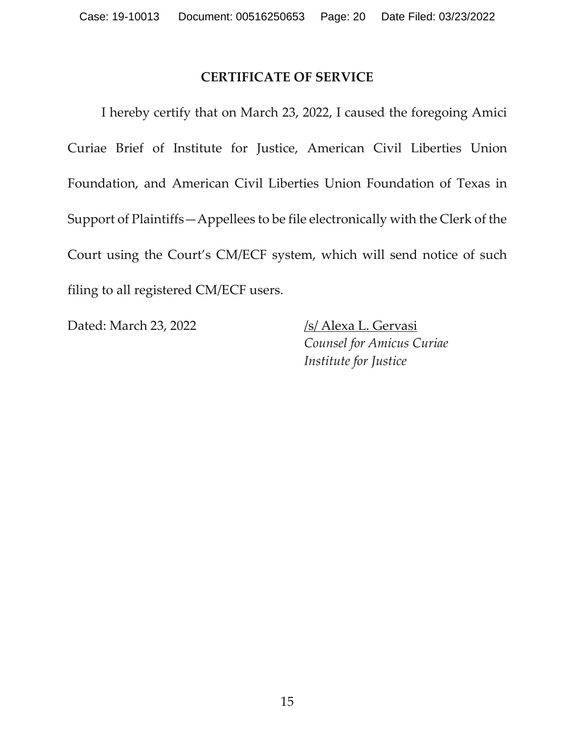## CERTIFICATE OF SERVICE

I hereby certify that on March 23, 2022, I caused the foregoing Amici Curiae Brief of Institute for Justice, American Civil Liberties Union Foundation, and American Civil Liberties Union Foundation of Texas in Support of Plaintiffs—Appellees to be file electronically with the Clerk of the Court using the Court's CM/ECF system, which will send notice of such filing to all registered CM/ECF users.

Dated: March 23, 2022

/s/ Alexa L. Gervasi
*Counsel for Amicus Curiae*
*Institute for Justice*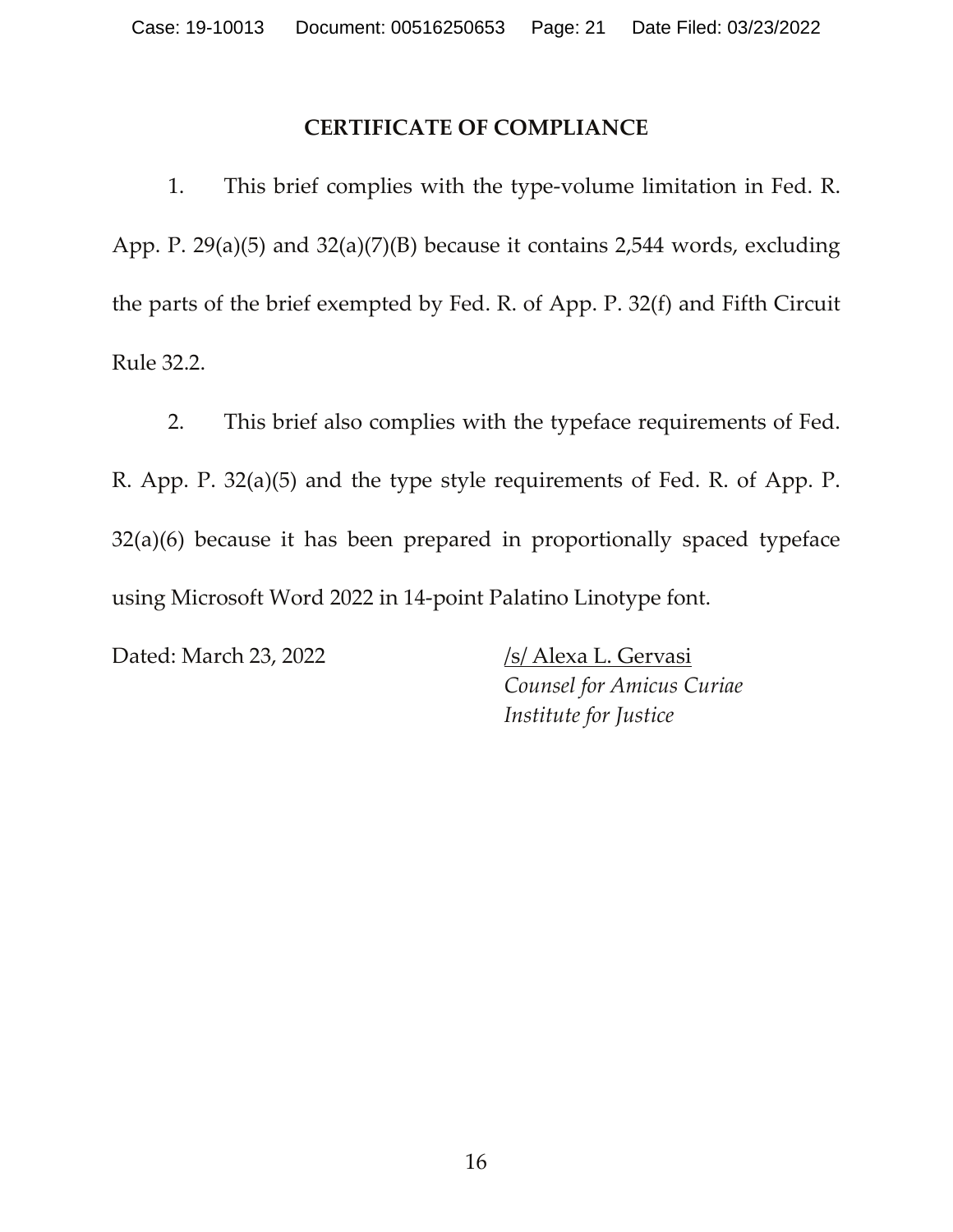## CERTIFICATE OF COMPLIANCE

1. This brief complies with the type-volume limitation in Fed. R. App. P. 29(a)(5) and 32(a)(7)(B) because it contains 2,544 words, excluding the parts of the brief exempted by Fed. R. of App. P. 32(f) and Fifth Circuit Rule 32.2.

2. This brief also complies with the typeface requirements of Fed. R. App. P. 32(a)(5) and the type style requirements of Fed. R. of App. P. 32(a)(6) because it has been prepared in proportionally spaced typeface using Microsoft Word 2022 in 14-point Palatino Linotype font.

Dated: March 23, 2022

/s/ Alexa L. Gervasi
*Counsel for Amicus Curiae*
*Institute for Justice*